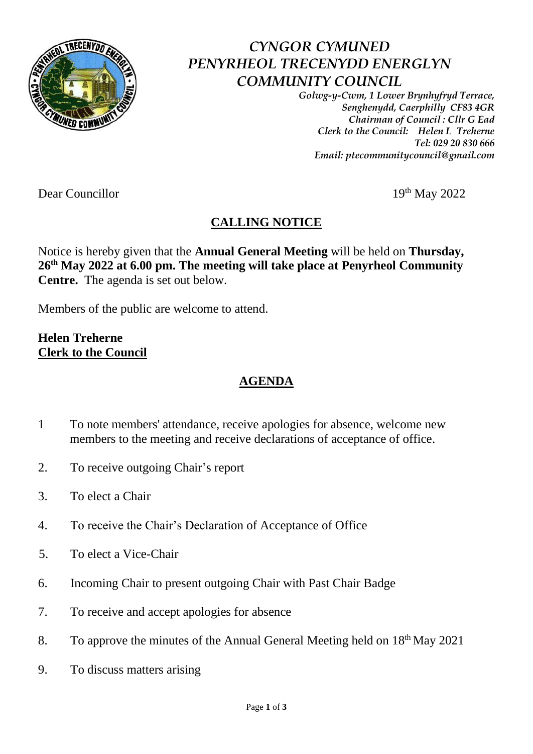# *CYNGOR CYMUNED PENYRHEOL TRECENYDD ENERGLYN COMMUNITY COUNCIL*

***Golwg-y-Cwm, 1 Lower Brynhyfryd Terrace,***
***Senghenydd, Caerphilly CF83 4GR***
***Chairman of Council : Cllr G Ead***
***Clerk to the Council: Helen L Treherne***
***Tel: 029 20 830 666***
***Email: ptecommunitycouncil@gmail.com***

Dear Councillor

19th May 2022

## CALLING NOTICE

Notice is hereby given that the **Annual General Meeting** will be held on **Thursday, 26th May 2022 at 6.00 pm. The meeting will take place at Penyrheol Community Centre.** The agenda is set out below.

Members of the public are welcome to attend.

**Helen Treherne**
**Clerk to the Council**

## AGENDA

1. To note members' attendance, receive apologies for absence, welcome new members to the meeting and receive declarations of acceptance of office.
2. To receive outgoing Chair's report
3. To elect a Chair
4. To receive the Chair's Declaration of Acceptance of Office
5. To elect a Vice-Chair
6. Incoming Chair to present outgoing Chair with Past Chair Badge
7. To receive and accept apologies for absence
8. To approve the minutes of the Annual General Meeting held on 18th May 2021
9. To discuss matters arising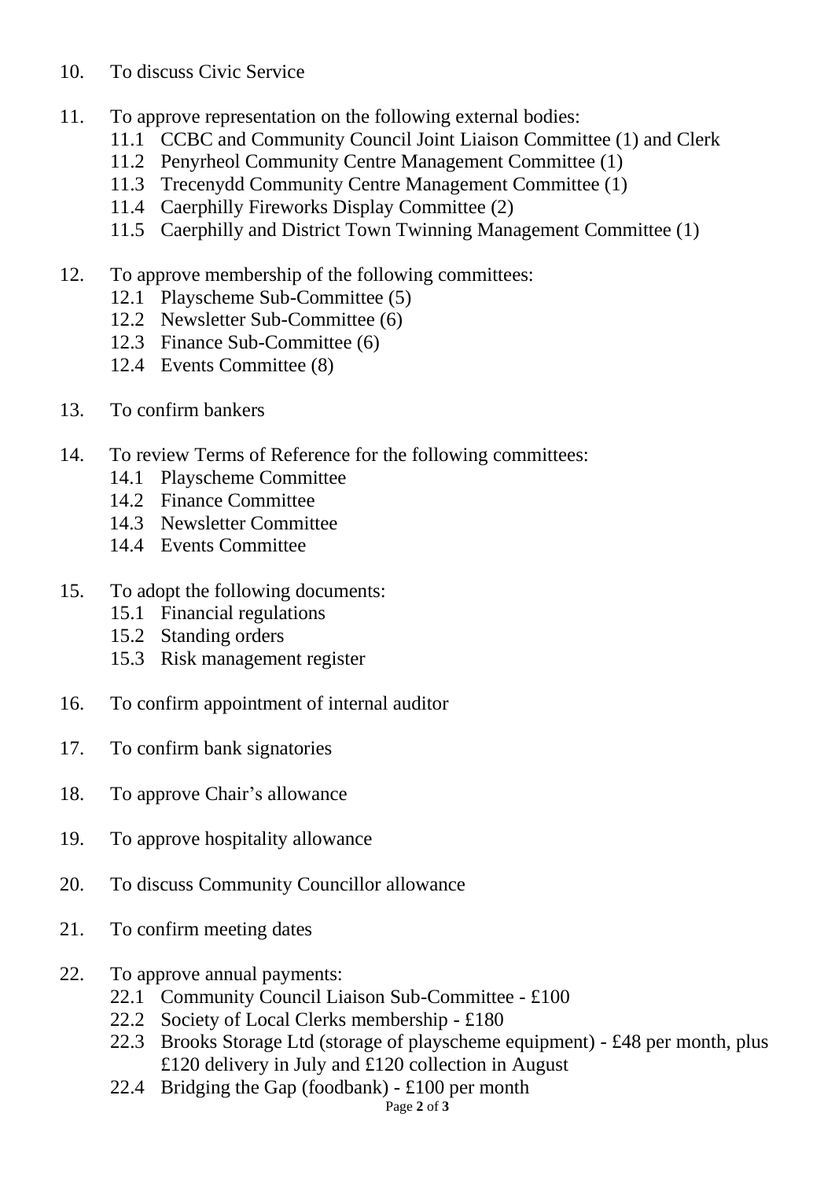10. To discuss Civic Service

11. To approve representation on the following external bodies:
    - 11.1 CCBC and Community Council Joint Liaison Committee (1) and Clerk
    - 11.2 Penyrheol Community Centre Management Committee (1)
    - 11.3 Trecenydd Community Centre Management Committee (1)
    - 11.4 Caerphilly Fireworks Display Committee (2)
    - 11.5 Caerphilly and District Town Twinning Management Committee (1)

12. To approve membership of the following committees:
    - 12.1 Playscheme Sub-Committee (5)
    - 12.2 Newsletter Sub-Committee (6)
    - 12.3 Finance Sub-Committee (6)
    - 12.4 Events Committee (8)

13. To confirm bankers

14. To review Terms of Reference for the following committees:
    - 14.1 Playscheme Committee
    - 14.2 Finance Committee
    - 14.3 Newsletter Committee
    - 14.4 Events Committee

15. To adopt the following documents:
    - 15.1 Financial regulations
    - 15.2 Standing orders
    - 15.3 Risk management register

16. To confirm appointment of internal auditor

17. To confirm bank signatories

18. To approve Chair's allowance

19. To approve hospitality allowance

20. To discuss Community Councillor allowance

21. To confirm meeting dates

22. To approve annual payments:
    - 22.1 Community Council Liaison Sub-Committee - £100
    - 22.2 Society of Local Clerks membership - £180
    - 22.3 Brooks Storage Ltd (storage of playscheme equipment) - £48 per month, plus £120 delivery in July and £120 collection in August
    - 22.4 Bridging the Gap (foodbank) - £100 per month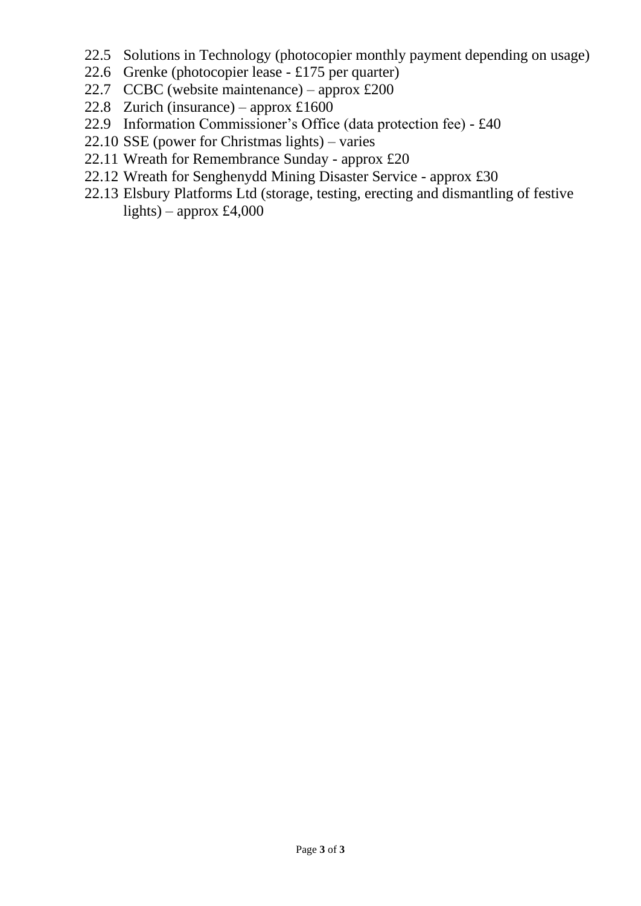22.5 Solutions in Technology (photocopier monthly payment depending on usage)
22.6 Grenke (photocopier lease - £175 per quarter)
22.7 CCBC (website maintenance) – approx £200
22.8 Zurich (insurance) – approx £1600
22.9 Information Commissioner's Office (data protection fee) - £40
22.10 SSE (power for Christmas lights) – varies
22.11 Wreath for Remembrance Sunday - approx £20
22.12 Wreath for Senghenydd Mining Disaster Service - approx £30
22.13 Elsbury Platforms Ltd (storage, testing, erecting and dismantling of festive lights) – approx £4,000